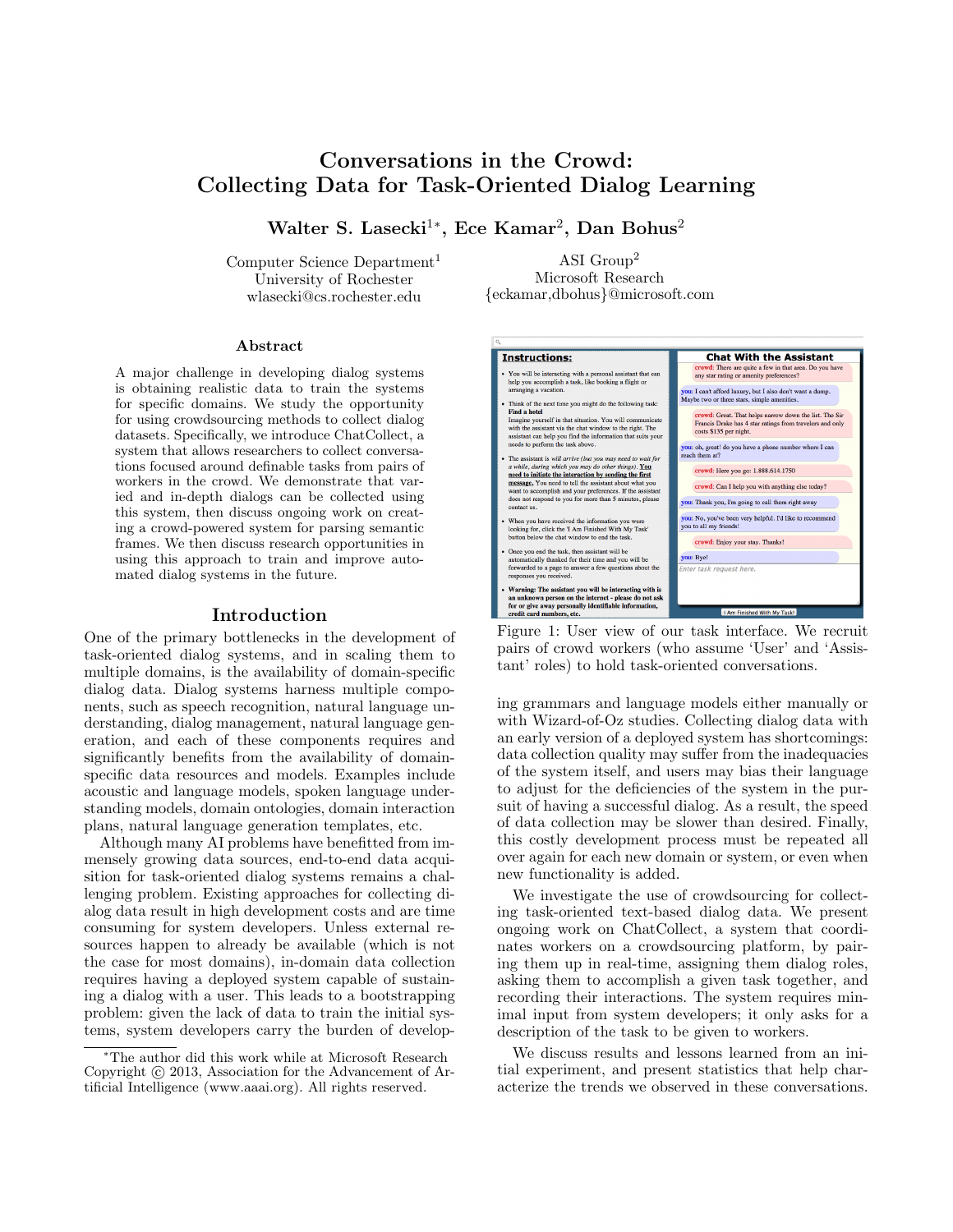# Conversations in the Crowd: Collecting Data for Task-Oriented Dialog Learning

**Walter S. Lasecki[1]\*, Ece Kamar[2], Dan Bohus[2]**

Computer Science Department[1]
University of Rochester
wlasecki@cs.rochester.edu

ASI Group[2]
Microsoft Research
{eckamar,dbohus}@microsoft.com

## Abstract

A major challenge in developing dialog systems is obtaining realistic data to train the systems for specific domains. We study the opportunity for using crowdsourcing methods to collect dialog datasets. Specifically, we introduce ChatCollect, a system that allows researchers to collect conversations focused around definable tasks from pairs of workers in the crowd. We demonstrate that varied and in-depth dialogs can be collected using this system, then discuss ongoing work on creating a crowd-powered system for parsing semantic frames. We then discuss research opportunities in using this approach to train and improve automated dialog systems in the future.

## Introduction

One of the primary bottlenecks in the development of task-oriented dialog systems, and in scaling them to multiple domains, is the availability of domain-specific dialog data. Dialog systems harness multiple components, such as speech recognition, natural language understanding, dialog management, natural language generation, and each of these components requires and significantly benefits from the availability of domain-specific data resources and models. Examples include acoustic and language models, spoken language understanding models, domain ontologies, domain interaction plans, natural language generation templates, etc.

Although many AI problems have benefitted from immensely growing data sources, end-to-end data acquisition for task-oriented dialog systems remains a challenging problem. Existing approaches for collecting dialog data result in high development costs and are time consuming for system developers. Unless external resources happen to already be available (which is not the case for most domains), in-domain data collection requires having a deployed system capable of sustaining a dialog with a user. This leads to a bootstrapping problem: given the lack of data to train the initial systems, system developers carry the burden of developing grammars and language models either manually or with Wizard-of-Oz studies. Collecting dialog data with an early version of a deployed system has shortcomings: data collection quality may suffer from the inadequacies of the system itself, and users may bias their language to adjust for the deficiencies of the system in the pursuit of having a successful dialog. As a result, the speed of data collection may be slower than desired. Finally, this costly development process must be repeated all over again for each new domain or system, or even when new functionality is added.

We investigate the use of crowdsourcing for collecting task-oriented text-based dialog data. We present ongoing work on ChatCollect, a system that coordinates workers on a crowdsourcing platform, by pairing them up in real-time, assigning them dialog roles, asking them to accomplish a given task together, and recording their interactions. The system requires minimal input from system developers; it only asks for a description of the task to be given to workers.

We discuss results and lessons learned from an initial experiment, and present statistics that help characterize the trends we observed in these conversations.

Figure 1: User view of our task interface. We recruit pairs of crowd workers (who assume 'User' and 'Assistant' roles) to hold task-oriented conversations.

\*The author did this work while at Microsoft Research
Copyright © 2013, Association for the Advancement of Artificial Intelligence (www.aaai.org). All rights reserved.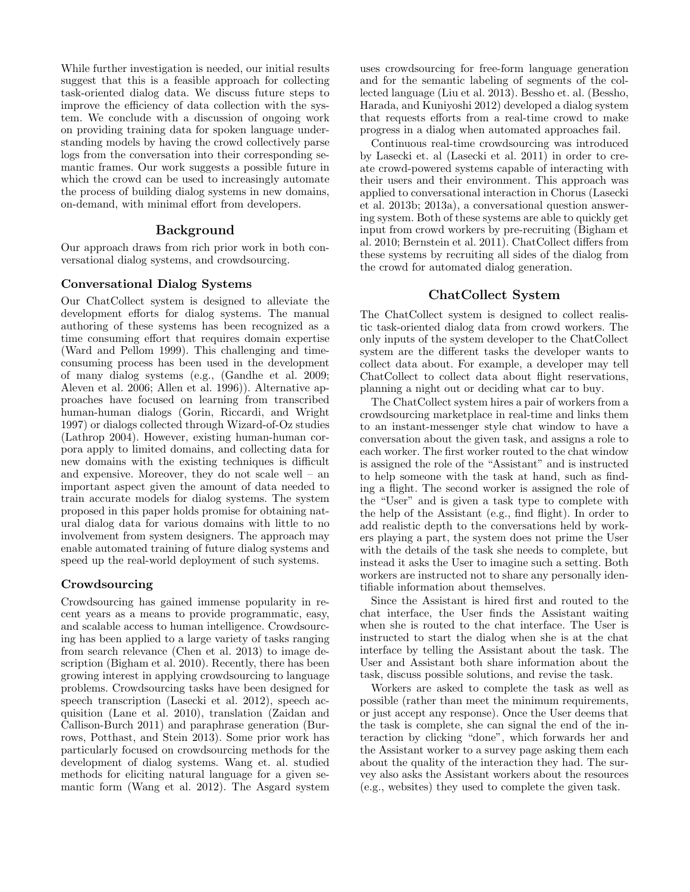While further investigation is needed, our initial results suggest that this is a feasible approach for collecting task-oriented dialog data. We discuss future steps to improve the efficiency of data collection with the system. We conclude with a discussion of ongoing work on providing training data for spoken language understanding models by having the crowd collectively parse logs from the conversation into their corresponding semantic frames. Our work suggests a possible future in which the crowd can be used to increasingly automate the process of building dialog systems in new domains, on-demand, with minimal effort from developers.

## Background

Our approach draws from rich prior work in both conversational dialog systems, and crowdsourcing.

### Conversational Dialog Systems

Our ChatCollect system is designed to alleviate the development efforts for dialog systems. The manual authoring of these systems has been recognized as a time consuming effort that requires domain expertise (Ward and Pellom 1999). This challenging and time-consuming process has been used in the development of many dialog systems (e.g., (Gandhe et al. 2009; Aleven et al. 2006; Allen et al. 1996)). Alternative approaches have focused on learning from transcribed human-human dialogs (Gorin, Riccardi, and Wright 1997) or dialogs collected through Wizard-of-Oz studies (Lathrop 2004). However, existing human-human corpora apply to limited domains, and collecting data for new domains with the existing techniques is difficult and expensive. Moreover, they do not scale well – an important aspect given the amount of data needed to train accurate models for dialog systems. The system proposed in this paper holds promise for obtaining natural dialog data for various domains with little to no involvement from system designers. The approach may enable automated training of future dialog systems and speed up the real-world deployment of such systems.

### Crowdsourcing

Crowdsourcing has gained immense popularity in recent years as a means to provide programmatic, easy, and scalable access to human intelligence. Crowdsourcing has been applied to a large variety of tasks ranging from search relevance (Chen et al. 2013) to image description (Bigham et al. 2010). Recently, there has been growing interest in applying crowdsourcing to language problems. Crowdsourcing tasks have been designed for speech transcription (Lasecki et al. 2012), speech acquisition (Lane et al. 2010), translation (Zaidan and Callison-Burch 2011) and paraphrase generation (Burrows, Potthast, and Stein 2013). Some prior work has particularly focused on crowdsourcing methods for the development of dialog systems. Wang et. al. studied methods for eliciting natural language for a given semantic form (Wang et al. 2012). The Asgard system uses crowdsourcing for free-form language generation and for the semantic labeling of segments of the collected language (Liu et al. 2013). Bessho et. al. (Bessho, Harada, and Kuniyoshi 2012) developed a dialog system that requests efforts from a real-time crowd to make progress in a dialog when automated approaches fail.

Continuous real-time crowdsourcing was introduced by Lasecki et. al (Lasecki et al. 2011) in order to create crowd-powered systems capable of interacting with their users and their environment. This approach was applied to conversational interaction in Chorus (Lasecki et al. 2013b; 2013a), a conversational question answering system. Both of these systems are able to quickly get input from crowd workers by pre-recruiting (Bigham et al. 2010; Bernstein et al. 2011). ChatCollect differs from these systems by recruiting all sides of the dialog from the crowd for automated dialog generation.

## ChatCollect System

The ChatCollect system is designed to collect realistic task-oriented dialog data from crowd workers. The only inputs of the system developer to the ChatCollect system are the different tasks the developer wants to collect data about. For example, a developer may tell ChatCollect to collect data about flight reservations, planning a night out or deciding what car to buy.

The ChatCollect system hires a pair of workers from a crowdsourcing marketplace in real-time and links them to an instant-messenger style chat window to have a conversation about the given task, and assigns a role to each worker. The first worker routed to the chat window is assigned the role of the "Assistant" and is instructed to help someone with the task at hand, such as finding a flight. The second worker is assigned the role of the "User" and is given a task type to complete with the help of the Assistant (e.g., find flight). In order to add realistic depth to the conversations held by workers playing a part, the system does not prime the User with the details of the task she needs to complete, but instead it asks the User to imagine such a setting. Both workers are instructed not to share any personally identifiable information about themselves.

Since the Assistant is hired first and routed to the chat interface, the User finds the Assistant waiting when she is routed to the chat interface. The User is instructed to start the dialog when she is at the chat interface by telling the Assistant about the task. The User and Assistant both share information about the task, discuss possible solutions, and revise the task.

Workers are asked to complete the task as well as possible (rather than meet the minimum requirements, or just accept any response). Once the User deems that the task is complete, she can signal the end of the interaction by clicking "done", which forwards her and the Assistant worker to a survey page asking them each about the quality of the interaction they had. The survey also asks the Assistant workers about the resources (e.g., websites) they used to complete the given task.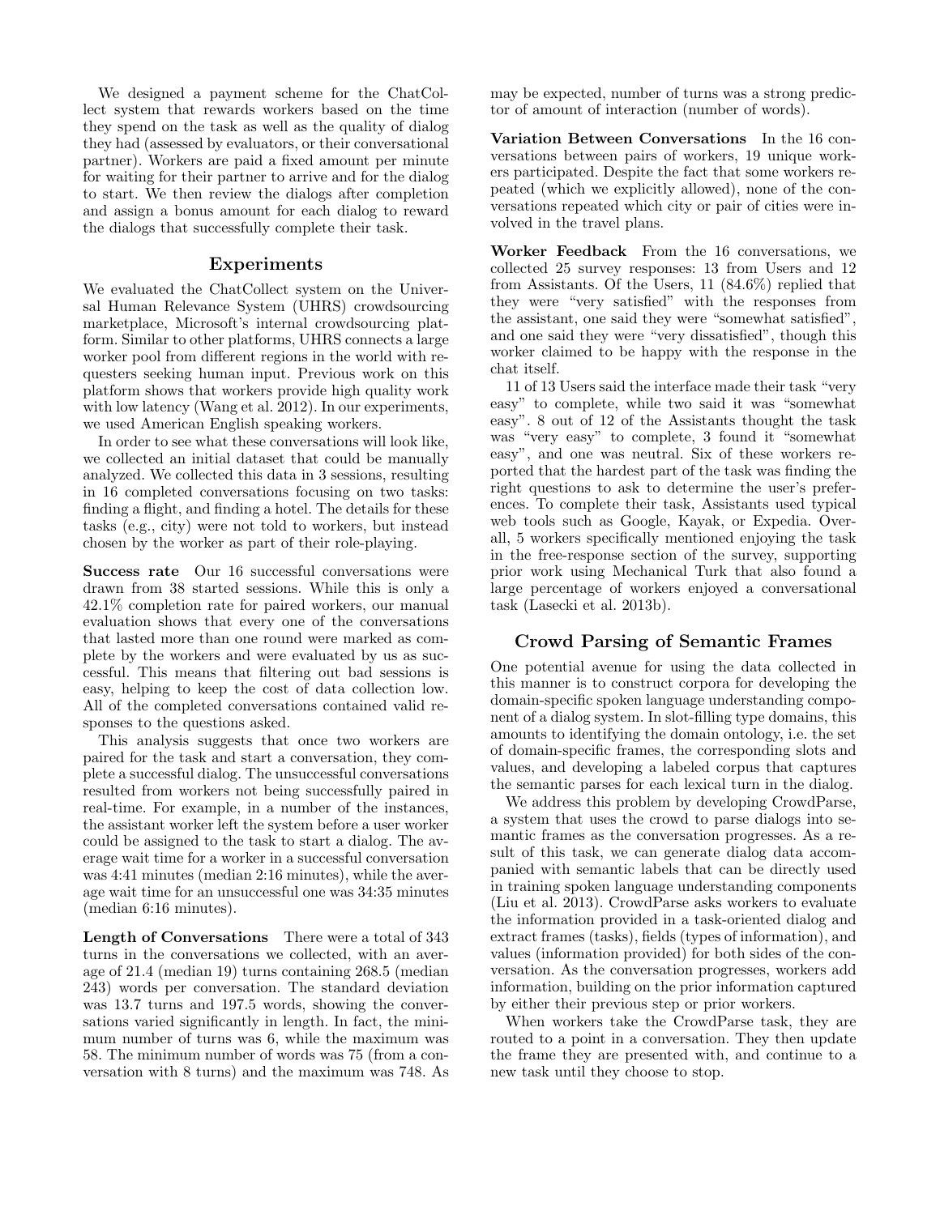We designed a payment scheme for the ChatCollect system that rewards workers based on the time they spend on the task as well as the quality of dialog they had (assessed by evaluators, or their conversational partner). Workers are paid a fixed amount per minute for waiting for their partner to arrive and for the dialog to start. We then review the dialogs after completion and assign a bonus amount for each dialog to reward the dialogs that successfully complete their task.

## Experiments

We evaluated the ChatCollect system on the Universal Human Relevance System (UHRS) crowdsourcing marketplace, Microsoft's internal crowdsourcing platform. Similar to other platforms, UHRS connects a large worker pool from different regions in the world with requesters seeking human input. Previous work on this platform shows that workers provide high quality work with low latency (Wang et al. 2012). In our experiments, we used American English speaking workers.

In order to see what these conversations will look like, we collected an initial dataset that could be manually analyzed. We collected this data in 3 sessions, resulting in 16 completed conversations focusing on two tasks: finding a flight, and finding a hotel. The details for these tasks (e.g., city) were not told to workers, but instead chosen by the worker as part of their role-playing.

**Success rate** Our 16 successful conversations were drawn from 38 started sessions. While this is only a 42.1% completion rate for paired workers, our manual evaluation shows that every one of the conversations that lasted more than one round were marked as complete by the workers and were evaluated by us as successful. This means that filtering out bad sessions is easy, helping to keep the cost of data collection low. All of the completed conversations contained valid responses to the questions asked.

This analysis suggests that once two workers are paired for the task and start a conversation, they complete a successful dialog. The unsuccessful conversations resulted from workers not being successfully paired in real-time. For example, in a number of the instances, the assistant worker left the system before a user worker could be assigned to the task to start a dialog. The average wait time for a worker in a successful conversation was 4:41 minutes (median 2:16 minutes), while the average wait time for an unsuccessful one was 34:35 minutes (median 6:16 minutes).

**Length of Conversations** There were a total of 343 turns in the conversations we collected, with an average of 21.4 (median 19) turns containing 268.5 (median 243) words per conversation. The standard deviation was 13.7 turns and 197.5 words, showing the conversations varied significantly in length. In fact, the minimum number of turns was 6, while the maximum was 58. The minimum number of words was 75 (from a conversation with 8 turns) and the maximum was 748. As may be expected, number of turns was a strong predictor of amount of interaction (number of words).

**Variation Between Conversations** In the 16 conversations between pairs of workers, 19 unique workers participated. Despite the fact that some workers repeated (which we explicitly allowed), none of the conversations repeated which city or pair of cities were involved in the travel plans.

**Worker Feedback** From the 16 conversations, we collected 25 survey responses: 13 from Users and 12 from Assistants. Of the Users, 11 (84.6%) replied that they were "very satisfied" with the responses from the assistant, one said they were "somewhat satisfied", and one said they were "very dissatisfied", though this worker claimed to be happy with the response in the chat itself.

11 of 13 Users said the interface made their task "very easy" to complete, while two said it was "somewhat easy". 8 out of 12 of the Assistants thought the task was "very easy" to complete, 3 found it "somewhat easy", and one was neutral. Six of these workers reported that the hardest part of the task was finding the right questions to ask to determine the user's preferences. To complete their task, Assistants used typical web tools such as Google, Kayak, or Expedia. Overall, 5 workers specifically mentioned enjoying the task in the free-response section of the survey, supporting prior work using Mechanical Turk that also found a large percentage of workers enjoyed a conversational task (Lasecki et al. 2013b).

## Crowd Parsing of Semantic Frames

One potential avenue for using the data collected in this manner is to construct corpora for developing the domain-specific spoken language understanding component of a dialog system. In slot-filling type domains, this amounts to identifying the domain ontology, i.e. the set of domain-specific frames, the corresponding slots and values, and developing a labeled corpus that captures the semantic parses for each lexical turn in the dialog.

We address this problem by developing CrowdParse, a system that uses the crowd to parse dialogs into semantic frames as the conversation progresses. As a result of this task, we can generate dialog data accompanied with semantic labels that can be directly used in training spoken language understanding components (Liu et al. 2013). CrowdParse asks workers to evaluate the information provided in a task-oriented dialog and extract frames (tasks), fields (types of information), and values (information provided) for both sides of the conversation. As the conversation progresses, workers add information, building on the prior information captured by either their previous step or prior workers.

When workers take the CrowdParse task, they are routed to a point in a conversation. They then update the frame they are presented with, and continue to a new task until they choose to stop.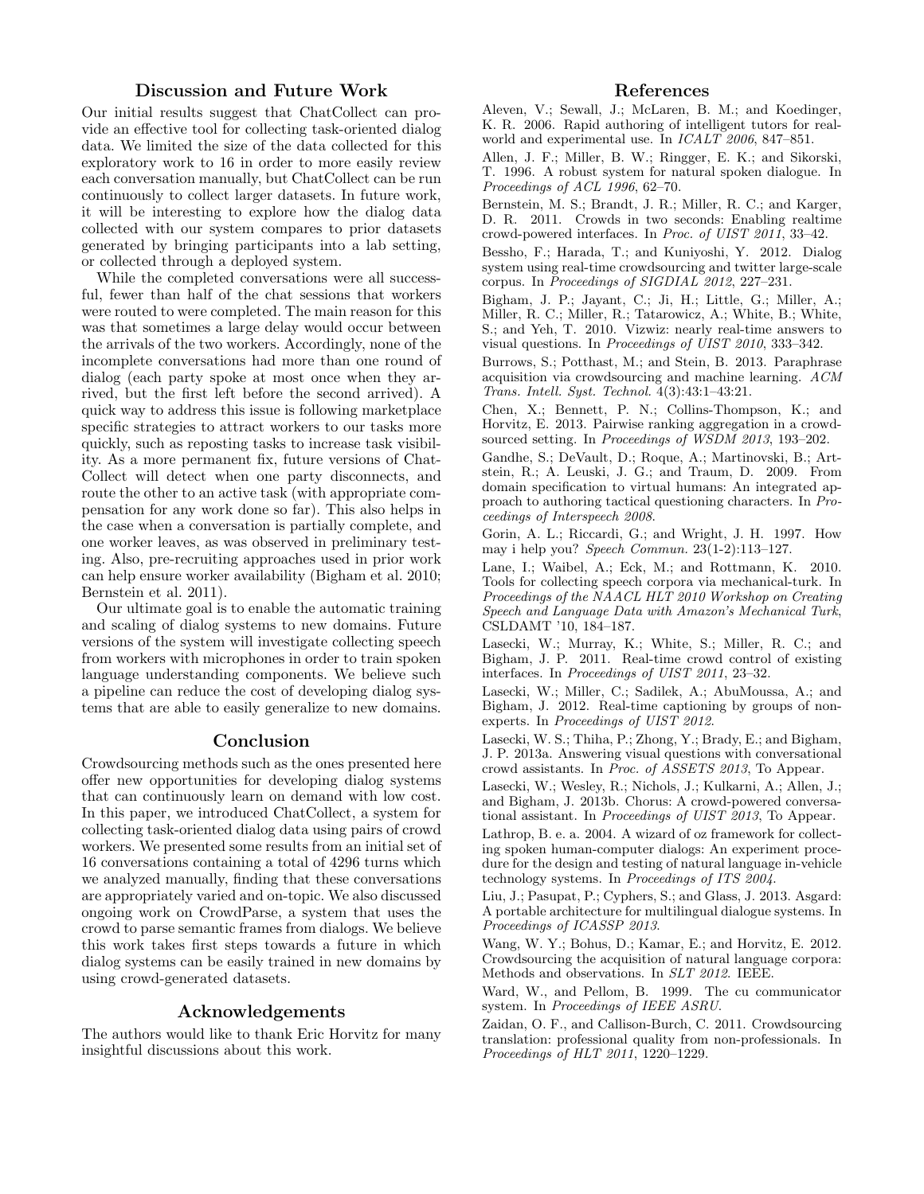## Discussion and Future Work

Our initial results suggest that ChatCollect can provide an effective tool for collecting task-oriented dialog data. We limited the size of the data collected for this exploratory work to 16 in order to more easily review each conversation manually, but ChatCollect can be run continuously to collect larger datasets. In future work, it will be interesting to explore how the dialog data collected with our system compares to prior datasets generated by bringing participants into a lab setting, or collected through a deployed system.

While the completed conversations were all successful, fewer than half of the chat sessions that workers were routed to were completed. The main reason for this was that sometimes a large delay would occur between the arrivals of the two workers. Accordingly, none of the incomplete conversations had more than one round of dialog (each party spoke at most once when they arrived, but the first left before the second arrived). A quick way to address this issue is following marketplace specific strategies to attract workers to our tasks more quickly, such as reposting tasks to increase task visibility. As a more permanent fix, future versions of ChatCollect will detect when one party disconnects, and route the other to an active task (with appropriate compensation for any work done so far). This also helps in the case when a conversation is partially complete, and one worker leaves, as was observed in preliminary testing. Also, pre-recruiting approaches used in prior work can help ensure worker availability (Bigham et al. 2010; Bernstein et al. 2011).

Our ultimate goal is to enable the automatic training and scaling of dialog systems to new domains. Future versions of the system will investigate collecting speech from workers with microphones in order to train spoken language understanding components. We believe such a pipeline can reduce the cost of developing dialog systems that are able to easily generalize to new domains.

## Conclusion

Crowdsourcing methods such as the ones presented here offer new opportunities for developing dialog systems that can continuously learn on demand with low cost. In this paper, we introduced ChatCollect, a system for collecting task-oriented dialog data using pairs of crowd workers. We presented some results from an initial set of 16 conversations containing a total of 4296 turns which we analyzed manually, finding that these conversations are appropriately varied and on-topic. We also discussed ongoing work on CrowdParse, a system that uses the crowd to parse semantic frames from dialogs. We believe this work takes first steps towards a future in which dialog systems can be easily trained in new domains by using crowd-generated datasets.

## Acknowledgements

The authors would like to thank Eric Horvitz for many insightful discussions about this work.

## References

Aleven, V.; Sewall, J.; McLaren, B. M.; and Koedinger, K. R. 2006. Rapid authoring of intelligent tutors for real-world and experimental use. In *ICALT 2006*, 847–851.

Allen, J. F.; Miller, B. W.; Ringger, E. K.; and Sikorski, T. 1996. A robust system for natural spoken dialogue. In *Proceedings of ACL 1996*, 62–70.

Bernstein, M. S.; Brandt, J. R.; Miller, R. C.; and Karger, D. R. 2011. Crowds in two seconds: Enabling realtime crowd-powered interfaces. In *Proc. of UIST 2011*, 33–42.

Bessho, F.; Harada, T.; and Kuniyoshi, Y. 2012. Dialog system using real-time crowdsourcing and twitter large-scale corpus. In *Proceedings of SIGDIAL 2012*, 227–231.

Bigham, J. P.; Jayant, C.; Ji, H.; Little, G.; Miller, A.; Miller, R. C.; Miller, R.; Tatarowicz, A.; White, B.; White, S.; and Yeh, T. 2010. Vizwiz: nearly real-time answers to visual questions. In *Proceedings of UIST 2010*, 333–342.

Burrows, S.; Potthast, M.; and Stein, B. 2013. Paraphrase acquisition via crowdsourcing and machine learning. *ACM Trans. Intell. Syst. Technol.* 4(3):43:1–43:21.

Chen, X.; Bennett, P. N.; Collins-Thompson, K.; and Horvitz, E. 2013. Pairwise ranking aggregation in a crowdsourced setting. In *Proceedings of WSDM 2013*, 193–202.

Gandhe, S.; DeVault, D.; Roque, A.; Martinovski, B.; Artstein, R.; A. Leuski, J. G.; and Traum, D. 2009. From domain specification to virtual humans: An integrated approach to authoring tactical questioning characters. In *Proceedings of Interspeech 2008*.

Gorin, A. L.; Riccardi, G.; and Wright, J. H. 1997. How may i help you? *Speech Commun.* 23(1-2):113–127.

Lane, I.; Waibel, A.; Eck, M.; and Rottmann, K. 2010. Tools for collecting speech corpora via mechanical-turk. In *Proceedings of the NAACL HLT 2010 Workshop on Creating Speech and Language Data with Amazon's Mechanical Turk*, CSLDAMT '10, 184–187.

Lasecki, W.; Murray, K.; White, S.; Miller, R. C.; and Bigham, J. P. 2011. Real-time crowd control of existing interfaces. In *Proceedings of UIST 2011*, 23–32.

Lasecki, W.; Miller, C.; Sadilek, A.; AbuMoussa, A.; and Bigham, J. 2012. Real-time captioning by groups of non-experts. In *Proceedings of UIST 2012*.

Lasecki, W. S.; Thiha, P.; Zhong, Y.; Brady, E.; and Bigham, J. P. 2013a. Answering visual questions with conversational crowd assistants. In *Proc. of ASSETS 2013*, To Appear.

Lasecki, W.; Wesley, R.; Nichols, J.; Kulkarni, A.; Allen, J.; and Bigham, J. 2013b. Chorus: A crowd-powered conversational assistant. In *Proceedings of UIST 2013*, To Appear.

Lathrop, B. e. a. 2004. A wizard of oz framework for collecting spoken human-computer dialogs: An experiment procedure for the design and testing of natural language in-vehicle technology systems. In *Proceedings of ITS 2004*.

Liu, J.; Pasupat, P.; Cyphers, S.; and Glass, J. 2013. Asgard: A portable architecture for multilingual dialogue systems. In *Proceedings of ICASSP 2013*.

Wang, W. Y.; Bohus, D.; Kamar, E.; and Horvitz, E. 2012. Crowdsourcing the acquisition of natural language corpora: Methods and observations. In *SLT 2012*. IEEE.

Ward, W., and Pellom, B. 1999. The cu communicator system. In *Proceedings of IEEE ASRU*.

Zaidan, O. F., and Callison-Burch, C. 2011. Crowdsourcing translation: professional quality from non-professionals. In *Proceedings of HLT 2011*, 1220–1229.